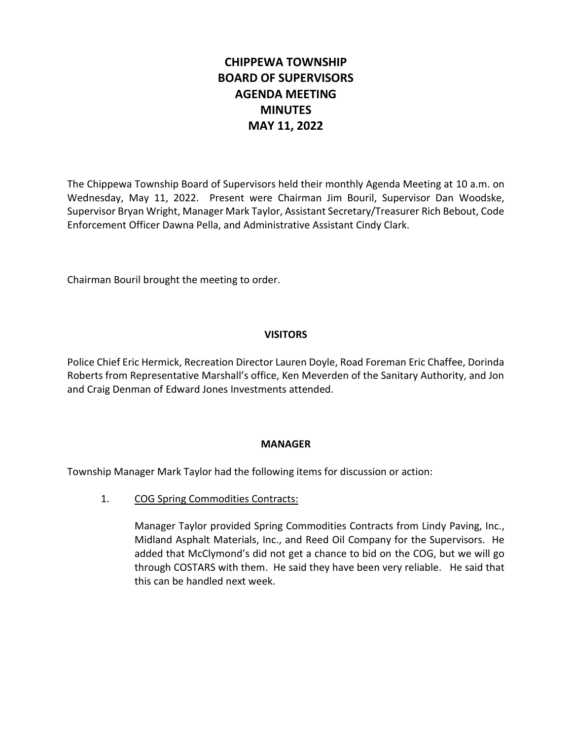# CHIPPEWA TOWNSHIP
# BOARD OF SUPERVISORS
# AGENDA MEETING
# MINUTES
# MAY 11, 2022

The Chippewa Township Board of Supervisors held their monthly Agenda Meeting at 10 a.m. on Wednesday, May 11, 2022. Present were Chairman Jim Bouril, Supervisor Dan Woodske, Supervisor Bryan Wright, Manager Mark Taylor, Assistant Secretary/Treasurer Rich Bebout, Code Enforcement Officer Dawna Pella, and Administrative Assistant Cindy Clark.

Chairman Bouril brought the meeting to order.

## VISITORS

Police Chief Eric Hermick, Recreation Director Lauren Doyle, Road Foreman Eric Chaffee, Dorinda Roberts from Representative Marshall's office, Ken Meverden of the Sanitary Authority, and Jon and Craig Denman of Edward Jones Investments attended.

## MANAGER

Township Manager Mark Taylor had the following items for discussion or action:

1. COG Spring Commodities Contracts:

   Manager Taylor provided Spring Commodities Contracts from Lindy Paving, Inc., Midland Asphalt Materials, Inc., and Reed Oil Company for the Supervisors. He added that McClymond's did not get a chance to bid on the COG, but we will go through COSTARS with them. He said they have been very reliable. He said that this can be handled next week.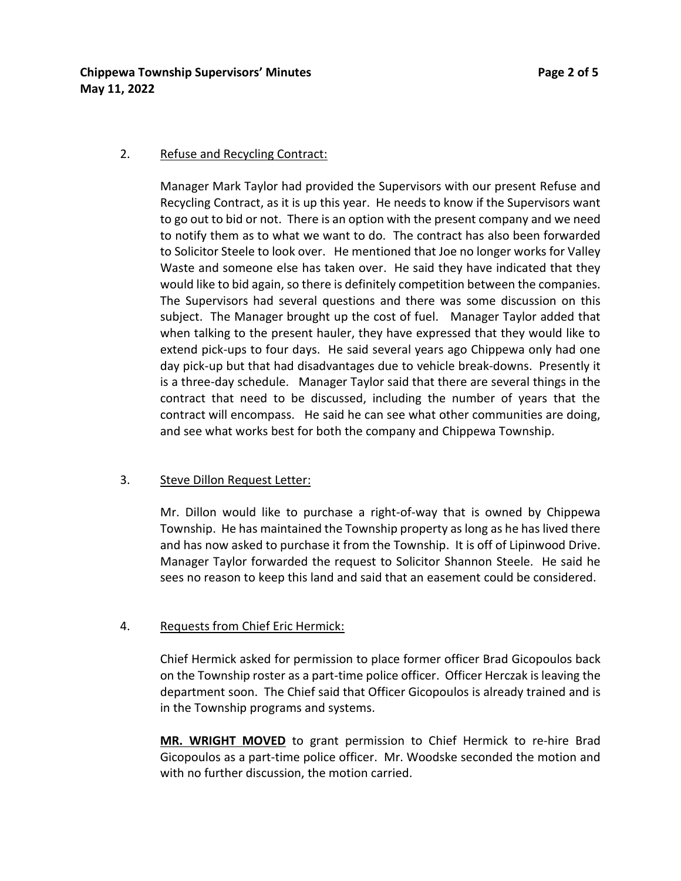2. Refuse and Recycling Contract:

Manager Mark Taylor had provided the Supervisors with our present Refuse and Recycling Contract, as it is up this year. He needs to know if the Supervisors want to go out to bid or not. There is an option with the present company and we need to notify them as to what we want to do. The contract has also been forwarded to Solicitor Steele to look over. He mentioned that Joe no longer works for Valley Waste and someone else has taken over. He said they have indicated that they would like to bid again, so there is definitely competition between the companies. The Supervisors had several questions and there was some discussion on this subject. The Manager brought up the cost of fuel. Manager Taylor added that when talking to the present hauler, they have expressed that they would like to extend pick-ups to four days. He said several years ago Chippewa only had one day pick-up but that had disadvantages due to vehicle break-downs. Presently it is a three-day schedule. Manager Taylor said that there are several things in the contract that need to be discussed, including the number of years that the contract will encompass. He said he can see what other communities are doing, and see what works best for both the company and Chippewa Township.

3. Steve Dillon Request Letter:

Mr. Dillon would like to purchase a right-of-way that is owned by Chippewa Township. He has maintained the Township property as long as he has lived there and has now asked to purchase it from the Township. It is off of Lipinwood Drive. Manager Taylor forwarded the request to Solicitor Shannon Steele. He said he sees no reason to keep this land and said that an easement could be considered.

4. Requests from Chief Eric Hermick:

Chief Hermick asked for permission to place former officer Brad Gicopoulos back on the Township roster as a part-time police officer. Officer Herczak is leaving the department soon. The Chief said that Officer Gicopoulos is already trained and is in the Township programs and systems.

**MR. WRIGHT MOVED** to grant permission to Chief Hermick to re-hire Brad Gicopoulos as a part-time police officer. Mr. Woodske seconded the motion and with no further discussion, the motion carried.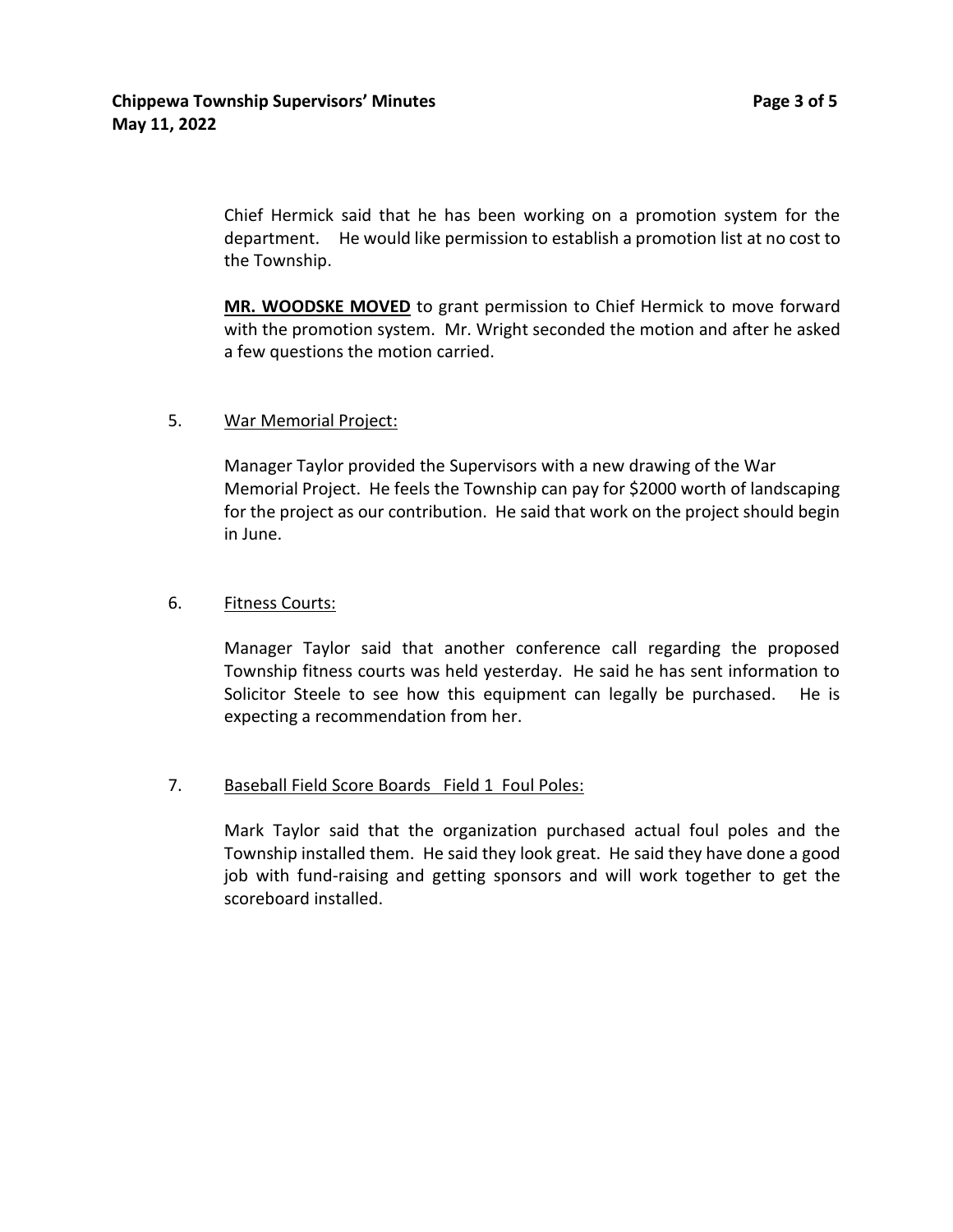Chief Hermick said that he has been working on a promotion system for the department. He would like permission to establish a promotion list at no cost to the Township.

**MR. WOODSKE MOVED** to grant permission to Chief Hermick to move forward with the promotion system. Mr. Wright seconded the motion and after he asked a few questions the motion carried.

5. War Memorial Project:

Manager Taylor provided the Supervisors with a new drawing of the War Memorial Project. He feels the Township can pay for $2000 worth of landscaping for the project as our contribution. He said that work on the project should begin in June.

6. Fitness Courts:

Manager Taylor said that another conference call regarding the proposed Township fitness courts was held yesterday. He said he has sent information to Solicitor Steele to see how this equipment can legally be purchased. He is expecting a recommendation from her.

7. Baseball Field Score Boards Field 1 Foul Poles:

Mark Taylor said that the organization purchased actual foul poles and the Township installed them. He said they look great. He said they have done a good job with fund-raising and getting sponsors and will work together to get the scoreboard installed.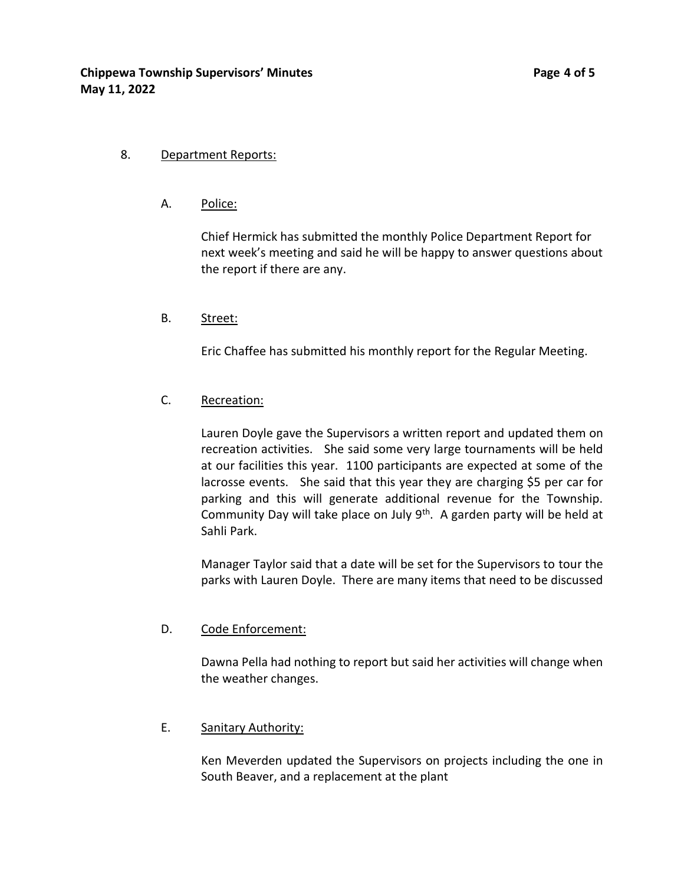8. Department Reports:

A. Police:

Chief Hermick has submitted the monthly Police Department Report for next week's meeting and said he will be happy to answer questions about the report if there are any.

B. Street:

Eric Chaffee has submitted his monthly report for the Regular Meeting.

C. Recreation:

Lauren Doyle gave the Supervisors a written report and updated them on recreation activities. She said some very large tournaments will be held at our facilities this year. 1100 participants are expected at some of the lacrosse events. She said that this year they are charging $5 per car for parking and this will generate additional revenue for the Township. Community Day will take place on July 9th. A garden party will be held at Sahli Park.

Manager Taylor said that a date will be set for the Supervisors to tour the parks with Lauren Doyle. There are many items that need to be discussed

D. Code Enforcement:

Dawna Pella had nothing to report but said her activities will change when the weather changes.

E. Sanitary Authority:

Ken Meverden updated the Supervisors on projects including the one in South Beaver, and a replacement at the plant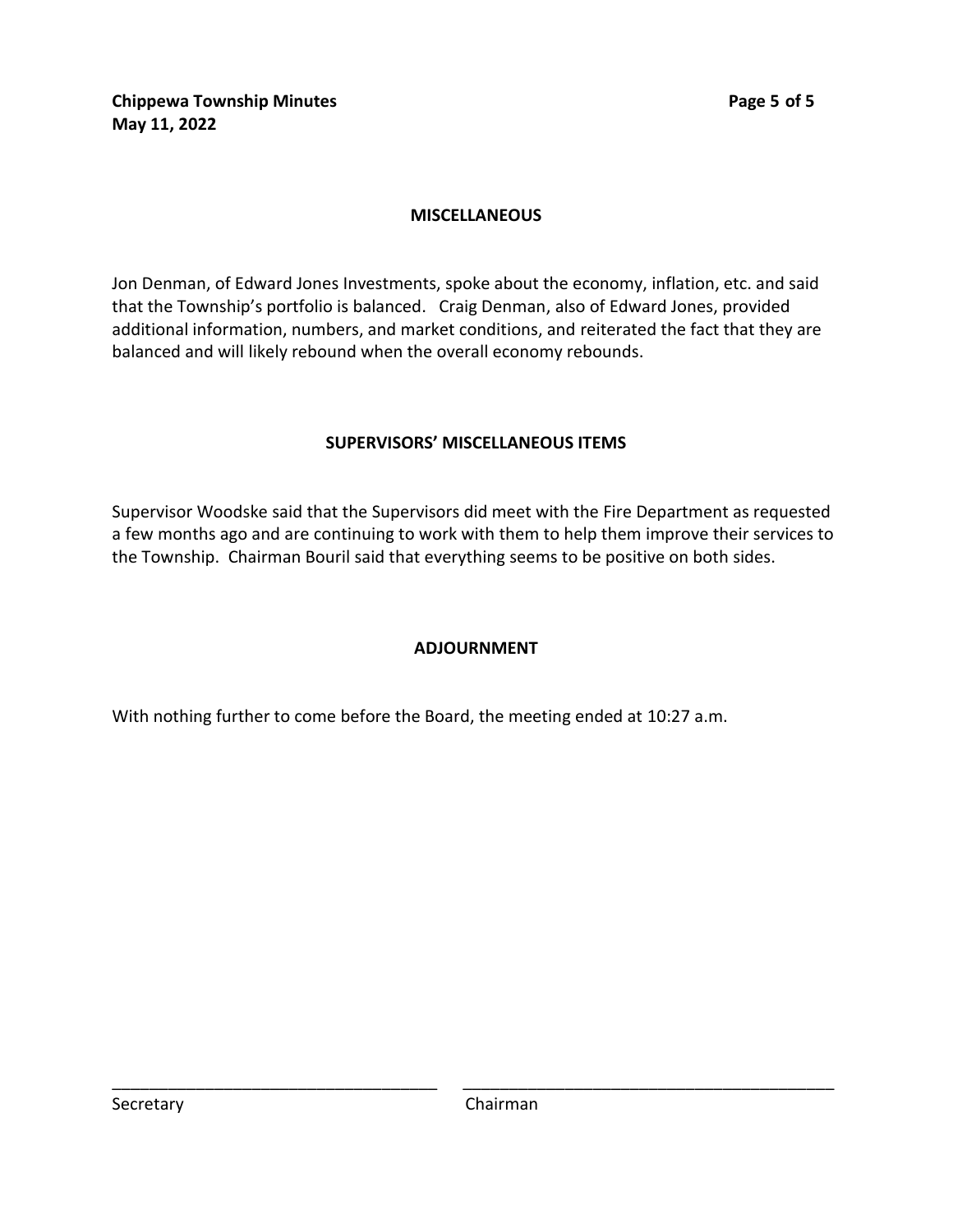## MISCELLANEOUS

Jon Denman, of Edward Jones Investments, spoke about the economy, inflation, etc. and said that the Township's portfolio is balanced. Craig Denman, also of Edward Jones, provided additional information, numbers, and market conditions, and reiterated the fact that they are balanced and will likely rebound when the overall economy rebounds.

## SUPERVISORS' MISCELLANEOUS ITEMS

Supervisor Woodske said that the Supervisors did meet with the Fire Department as requested a few months ago and are continuing to work with them to help them improve their services to the Township. Chairman Bouril said that everything seems to be positive on both sides.

## ADJOURNMENT

With nothing further to come before the Board, the meeting ended at 10:27 a.m.

\_\_\_\_\_\_\_\_\_\_\_\_\_\_\_\_\_\_\_\_\_\_\_\_\_\_\_\_\_\_\_\_\_\_\_\_ \_\_\_\_\_\_\_\_\_\_\_\_\_\_\_\_\_\_\_\_\_\_\_\_\_\_\_\_\_\_\_\_\_\_\_\_\_\_\_\_\_

Secretary Chairman